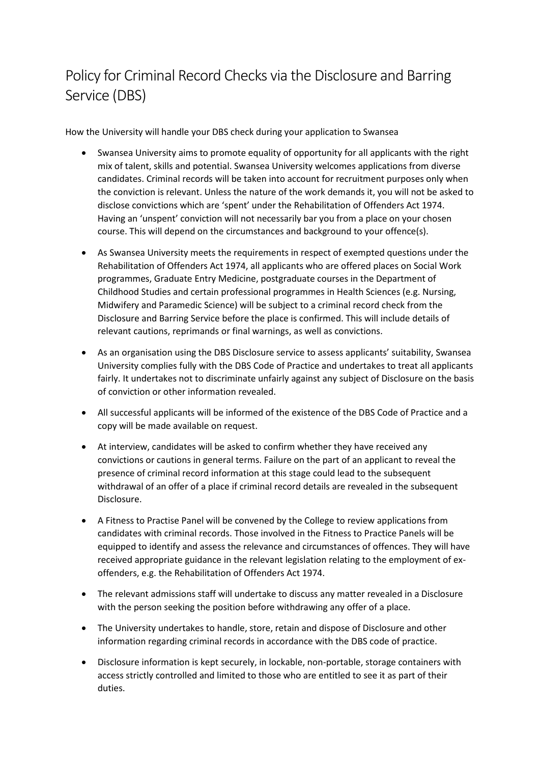# Policy for Criminal Record Checks via the Disclosure and Barring Service (DBS)

How the University will handle your DBS check during your application to Swansea

- Swansea University aims to promote equality of opportunity for all applicants with the right mix of talent, skills and potential. Swansea University welcomes applications from diverse candidates. Criminal records will be taken into account for recruitment purposes only when the conviction is relevant. Unless the nature of the work demands it, you will not be asked to disclose convictions which are 'spent' under the Rehabilitation of Offenders Act 1974. Having an 'unspent' conviction will not necessarily bar you from a place on your chosen course. This will depend on the circumstances and background to your offence(s).

- As Swansea University meets the requirements in respect of exempted questions under the Rehabilitation of Offenders Act 1974, all applicants who are offered places on Social Work programmes, Graduate Entry Medicine, postgraduate courses in the Department of Childhood Studies and certain professional programmes in Health Sciences (e.g. Nursing, Midwifery and Paramedic Science) will be subject to a criminal record check from the Disclosure and Barring Service before the place is confirmed. This will include details of relevant cautions, reprimands or final warnings, as well as convictions.

- As an organisation using the DBS Disclosure service to assess applicants' suitability, Swansea University complies fully with the DBS Code of Practice and undertakes to treat all applicants fairly. It undertakes not to discriminate unfairly against any subject of Disclosure on the basis of conviction or other information revealed.

- All successful applicants will be informed of the existence of the DBS Code of Practice and a copy will be made available on request.

- At interview, candidates will be asked to confirm whether they have received any convictions or cautions in general terms. Failure on the part of an applicant to reveal the presence of criminal record information at this stage could lead to the subsequent withdrawal of an offer of a place if criminal record details are revealed in the subsequent Disclosure.

- A Fitness to Practise Panel will be convened by the College to review applications from candidates with criminal records. Those involved in the Fitness to Practice Panels will be equipped to identify and assess the relevance and circumstances of offences. They will have received appropriate guidance in the relevant legislation relating to the employment of ex-offenders, e.g. the Rehabilitation of Offenders Act 1974.

- The relevant admissions staff will undertake to discuss any matter revealed in a Disclosure with the person seeking the position before withdrawing any offer of a place.

- The University undertakes to handle, store, retain and dispose of Disclosure and other information regarding criminal records in accordance with the DBS code of practice.

- Disclosure information is kept securely, in lockable, non-portable, storage containers with access strictly controlled and limited to those who are entitled to see it as part of their duties.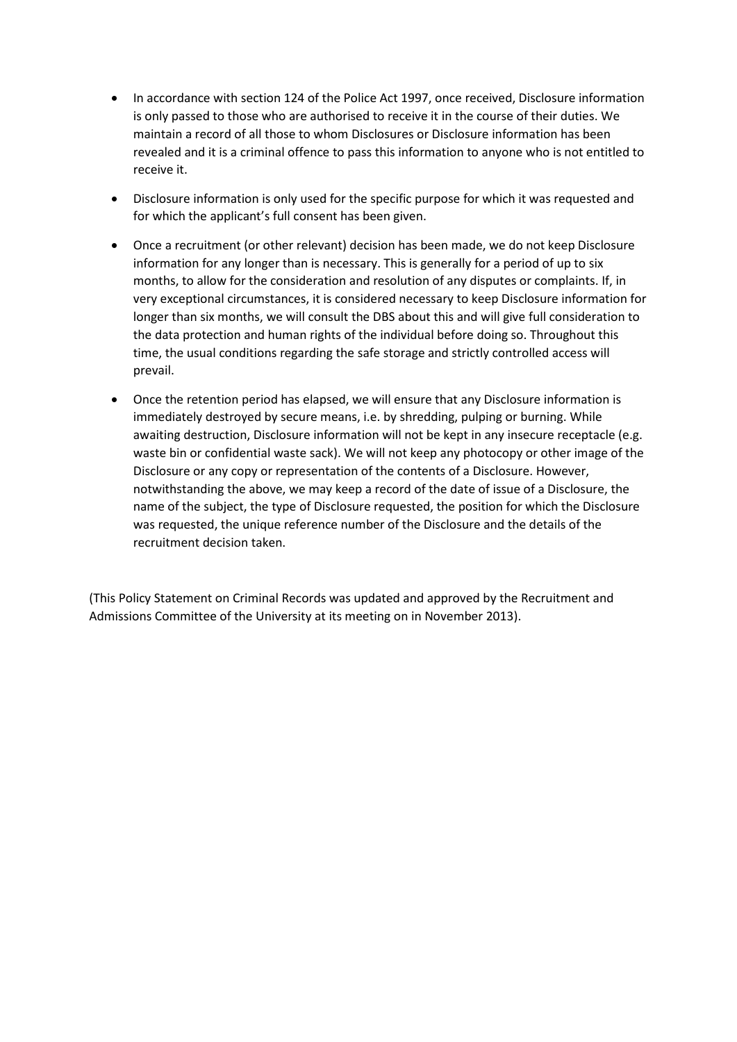- In accordance with section 124 of the Police Act 1997, once received, Disclosure information is only passed to those who are authorised to receive it in the course of their duties. We maintain a record of all those to whom Disclosures or Disclosure information has been revealed and it is a criminal offence to pass this information to anyone who is not entitled to receive it.
- Disclosure information is only used for the specific purpose for which it was requested and for which the applicant's full consent has been given.
- Once a recruitment (or other relevant) decision has been made, we do not keep Disclosure information for any longer than is necessary. This is generally for a period of up to six months, to allow for the consideration and resolution of any disputes or complaints. If, in very exceptional circumstances, it is considered necessary to keep Disclosure information for longer than six months, we will consult the DBS about this and will give full consideration to the data protection and human rights of the individual before doing so. Throughout this time, the usual conditions regarding the safe storage and strictly controlled access will prevail.
- Once the retention period has elapsed, we will ensure that any Disclosure information is immediately destroyed by secure means, i.e. by shredding, pulping or burning. While awaiting destruction, Disclosure information will not be kept in any insecure receptacle (e.g. waste bin or confidential waste sack). We will not keep any photocopy or other image of the Disclosure or any copy or representation of the contents of a Disclosure. However, notwithstanding the above, we may keep a record of the date of issue of a Disclosure, the name of the subject, the type of Disclosure requested, the position for which the Disclosure was requested, the unique reference number of the Disclosure and the details of the recruitment decision taken.

(This Policy Statement on Criminal Records was updated and approved by the Recruitment and Admissions Committee of the University at its meeting on in November 2013).